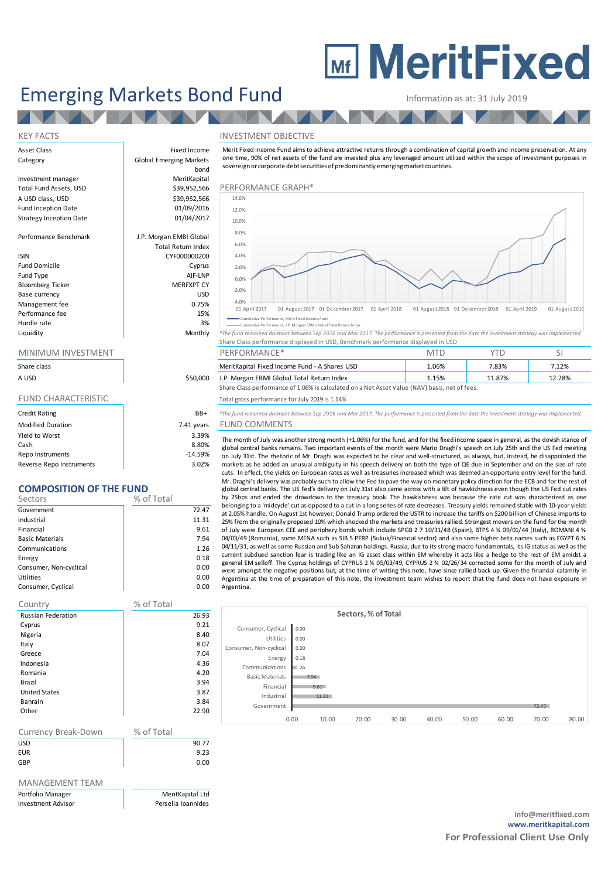# MeritFixed

# Emerging Markets Bond Fund

Information as at: 31 July 2019

## KEY FACTS

| | |
|---|---|
| Asset Class | Fixed Income |
| Category | Global Emerging Markets bond |
| Investment manager | MeritKapital |
| Total Fund Assets, USD | $39,952,566 |
| A USD class, USD | $39,952,566 |
| Fund Inception Date | 01/09/2016 |
| Strategy Inception Date | 01/04/2017 |
| Performance Benchmark | J.P. Morgan EMBI Global Total Return Index |
| ISIN | CYF000000200 |
| Fund Domicile | Cyprus |
| Fund Type | AIF-LNP |
| Bloomberg Ticker | MERFXPT CY |
| Base currency | USD |
| Management fee | 0.75% |
| Performance fee | 15% |
| Hurdle rate | 3% |
| Liquidity | Monthly |

## MINIMUM INVESTMENT

| Share class | |
|---|---|
| A USD | $50,000 |

## FUND CHARACTERISTIC

| | |
|---|---|
| Credit Rating | BB+ |
| Modified Duration | 7.41 years |
| Yield to Worst | 3.39% |
| Cash | 8.80% |
| Repo Instruments | -14.59% |
| Reverse Repo Instruments | 3.02% |

## COMPOSITION OF THE FUND

| Sectors | % of Total |
|---|---|
| Government | 72.47 |
| Industrial | 11.31 |
| Financial | 9.61 |
| Basic Materials | 7.94 |
| Communications | 1.26 |
| Energy | 0.18 |
| Consumer, Non-cyclical | 0.00 |
| Utilities | 0.00 |
| Consumer, Cyclical | 0.00 |

| Country | % of Total |
|---|---|
| Russian Federation | 26.93 |
| Cyprus | 9.21 |
| Nigeria | 8.40 |
| Italy | 8.07 |
| Greece | 7.04 |
| Indonesia | 4.36 |
| Romania | 4.20 |
| Brazil | 3.94 |
| United States | 3.87 |
| Bahrain | 3.84 |
| Other | 22.90 |

| Currency Break-Down | % of Total |
|---|---|
| USD | 90.77 |
| EUR | 9.23 |
| GBP | 0.00 |

## MANAGEMENT TEAM

| | |
|---|---|
| Portfolio Manager | MeritKapital Ltd |
| Investment Advisor | Persella Ioannides |

## INVESTMENT OBJECTIVE

Merit Fixed Income Fund aims to achieve attractive returns through a combination of capital growth and income preservation. At any one time, 90% of net assets of the fund are invested plus any leveraged amount utilized within the scope of investment purposes in sovereign or corporate debt securities of predominantly emerging market countries.

## PERFORMANCE GRAPH*

*The fund remained dormant between Sep 2016 and Mar 2017. The performance is presented from the date the investment strategy was implemented.

Share Class performance displayed in USD, Benchmark performance displayed in USD

## PERFORMANCE*

| | MTD | YTD | SI |
|---|---|---|---|
| MeritKapital Fixed Income Fund - A Shares USD | 1.06% | 7.83% | 7.12% |
| J.P. Morgan EBMI Global Total Return Index | 1.15% | 11.87% | 12.28% |

Share Class performance of 1.06% is calculated on a Net Asset Value (NAV) basis, net of fees.

Total gross performance for July 2019 is 1.14%

*The fund remained dormant between Sep 2016 and Mar 2017. The performance is presented from the date the investment strategy was implemented.

## FUND COMMENTS

The month of July was another strong month (+1.06%) for the fund, and for the fixed income space in general, as the dovish stance of global central banks remains. Two important events of the month were Mario Draghi's speech on July 25th and the US Fed meeting on July 31st. The rhetoric of Mr. Draghi was expected to be clear and well-structured, as always, but, instead, he disappointed the markets as he added an unusual ambiguity in his speech delivery on both the type of QE due in September and on the size of rate cuts. In effect, the yields on European rates as well as treasuries increased which was deemed an opportune entry level for the fund. Mr. Draghi's delivery was probably such to allow the Fed to pave the way on monetary policy direction for the ECB and for the rest of global central banks. The US Fed's delivery on July 31st also came across with a tilt of hawkishness even though the US Fed cut rates by 25bps and ended the drawdown to the treasury book. The hawkishness was because the rate cut was characterized as one belonging to a 'midcycle' cut as opposed to a cut in a long series of rate decreases. Treasury yields remained stable with 10-year yields at 2.05% handle. On August 1st however, Donald Trump ordered the USTR to increase the tariffs on $200 billion of Chinese imports to 25% from the originally proposed 10% which shocked the markets and treasuries rallied. Strongest movers on the fund for the month of July were European CEE and periphery bonds which include SPGB 2.7 10/31/48 (Spain), BTPS 4 ¾ 09/01/44 (Italy), ROMANI 4 ⅝ 04/03/49 (Romania), some MENA such as SIB 5 PERP (Sukuk/Financial sector) and also some higher beta names such as EGYPT 6 ⅜ 04/11/31, as well as some Russian and Sub Saharan holdings. Russia, due to its strong macro fundamentals, its IG status as well as the current subdued sanction fear is trading like an IG asset class within EM whereby it acts like a hedge to the rest of EM amidst a general EM selloff. The Cyprus holdings of CYPRUS 2 ¾ 05/03/49, CYPRUS 2 ¾ 02/26/34 corrected some for the month of July and were amongst the negative positions but, at the time of writing this note, have since rallied back up. Given the financial calamity in Argentina at the time of preparation of this note, the investment team wishes to report that the fund does not have exposure in Argentina.

info@meritfixed.com
www.meritkapital.com

**For Professional Client Use Only**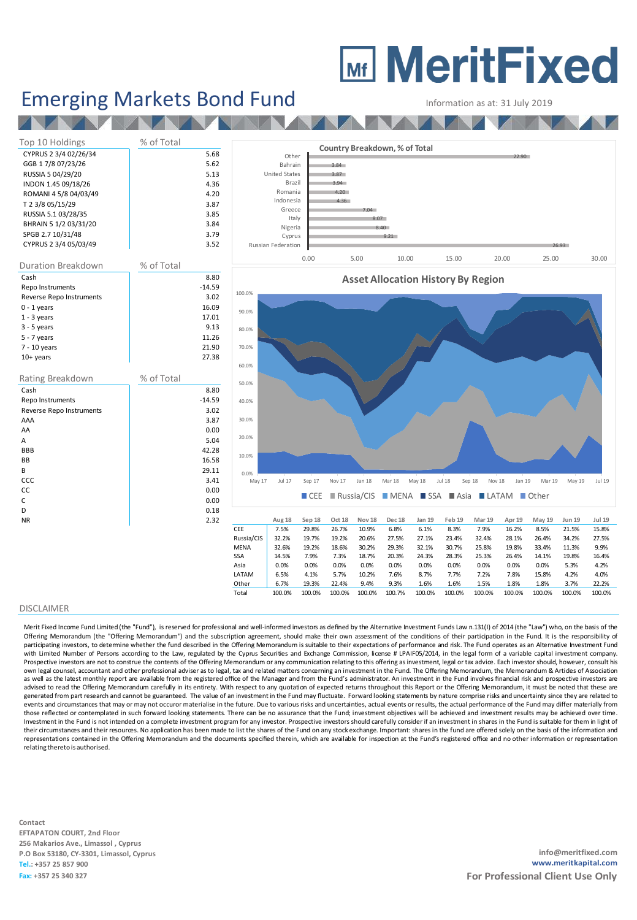# MeritFixed

# Emerging Markets Bond Fund

Information as at: 31 July 2019

| Top 10 Holdings | % of Total |
|---|---|
| CYPRUS 2 3/4 02/26/34 | 5.68 |
| GGB 1 7/8 07/23/26 | 5.62 |
| RUSSIA 5 04/29/20 | 5.13 |
| INDON 1.45 09/18/26 | 4.36 |
| ROMANI 4 5/8 04/03/49 | 4.20 |
| T 2 3/8 05/15/29 | 3.87 |
| RUSSIA 5.1 03/28/35 | 3.85 |
| BHRAIN 5 1/2 03/31/20 | 3.84 |
| SPGB 2.7 10/31/48 | 3.79 |
| CYPRUS 2 3/4 05/03/49 | 3.52 |

| Duration Breakdown | % of Total |
|---|---|
| Cash | 8.80 |
| Repo Instruments | -14.59 |
| Reverse Repo Instruments | 3.02 |
| 0 - 1 years | 16.09 |
| 1 - 3 years | 17.01 |
| 3 - 5 years | 9.13 |
| 5 - 7 years | 11.26 |
| 7 - 10 years | 21.90 |
| 10+ years | 27.38 |

| Rating Breakdown | % of Total |
|---|---|
| Cash | 8.80 |
| Repo Instruments | -14.59 |
| Reverse Repo Instruments | 3.02 |
| AAA | 3.87 |
| AA | 0.00 |
| A | 5.04 |
| BBB | 42.28 |
| BB | 16.58 |
| B | 29.11 |
| CCC | 3.41 |
| CC | 0.00 |
| C | 0.00 |
| D | 0.18 |
| NR | 2.32 |

Country Breakdown, % of Total

Other 22.90
Bahrain 3.84
United States 3.87
Brazil 3.94
Romania 4.20
Indonesia 4.36
Greece 7.04
Italy 8.07
Nigeria 8.40
Cyprus 9.21
Russian Federation 26.93

0.00 5.00 10.00 15.00 20.00 25.00 30.00

Asset Allocation History By Region

100.0% 90.0% 80.0% 70.0% 60.0% 50.0% 40.0% 30.0% 20.0% 10.0% 0.0%

May 17 Jul 17 Sep 17 Nov 17 Jan 18 Mar 18 May 18 Jul 18 Sep 18 Nov 18 Jan 19 Mar 19 May 19 Jul 19

CEE Russia/CIS MENA SSA Asia LATAM Other

| | Aug 18 | Sep 18 | Oct 18 | Nov 18 | Dec 18 | Jan 19 | Feb 19 | Mar 19 | Apr 19 | May 19 | Jun 19 | Jul 19 |
|---|---|---|---|---|---|---|---|---|---|---|---|---|
| CEE | 7.5% | 29.8% | 26.7% | 10.9% | 6.8% | 6.1% | 8.3% | 7.9% | 16.2% | 8.5% | 21.5% | 15.8% |
| Russia/CIS | 32.2% | 19.7% | 19.2% | 20.6% | 27.5% | 27.1% | 23.4% | 32.4% | 28.1% | 26.4% | 34.2% | 27.5% |
| MENA | 32.6% | 19.2% | 18.6% | 30.2% | 29.3% | 32.1% | 30.7% | 25.8% | 19.8% | 33.4% | 11.3% | 9.9% |
| SSA | 14.5% | 7.9% | 7.3% | 18.7% | 20.3% | 24.3% | 28.3% | 25.3% | 26.4% | 14.1% | 19.8% | 16.4% |
| Asia | 0.0% | 0.0% | 0.0% | 0.0% | 0.0% | 0.0% | 0.0% | 0.0% | 0.0% | 0.0% | 5.3% | 4.2% |
| LATAM | 6.5% | 4.1% | 5.7% | 10.2% | 7.6% | 8.7% | 7.7% | 7.2% | 7.8% | 15.8% | 4.2% | 4.0% |
| Other | 6.7% | 19.3% | 22.4% | 9.4% | 9.3% | 1.6% | 1.6% | 1.5% | 1.8% | 1.8% | 3.7% | 22.2% |
| Total | 100.0% | 100.0% | 100.0% | 100.0% | 100.7% | 100.0% | 100.0% | 100.0% | 100.0% | 100.0% | 100.0% | 100.0% |

## DISCLAIMER

Merit Fixed Income Fund Limited (the "Fund"), is reserved for professional and well-informed investors as defined by the Alternative Investment Funds Law n.131(I) of 2014 (the "Law") who, on the basis of the Offering Memorandum (the "Offering Memorandum") and the subscription agreement, should make their own assessment of the conditions of their participation in the Fund. It is the responsibility of participating investors, to determine whether the fund described in the Offering Memorandum is suitable to their expectations of performance and risk. The Fund operates as an Alternative Investment Fund with Limited Number of Persons according to the Law, regulated by the Cyprus Securities and Exchange Commission, license # LPAIF05/2014, in the legal form of a variable capital investment company. Prospective investors are not to construe the contents of the Offering Memorandum or any communication relating to this offering as investment, legal or tax advice. Each investor should, however, consult his own legal counsel, accountant and other professional adviser as to legal, tax and related matters concerning an investment in the Fund. The Offering Memorandum, the Memorandum & Articles of Association as well as the latest monthly report are available from the registered office of the Manager and from the Fund's administrator. An investment in the Fund involves financial risk and prospective investors are advised to read the Offering Memorandum carefully in its entirety. With respect to any quotation of expected returns throughout this Report or the Offering Memorandum, it must be noted that these are generated from part research and cannot be guaranteed. The value of an investment in the Fund may fluctuate. Forward looking statements by nature comprise risks and uncertainty since they are related to events and circumstances that may or may not occur materialise in the future. Due to various risks and uncertainties, actual events or results, the actual performance of the Fund may differ materially from those reflected or contemplated in such forward looking statements. There can be no assurance that the Fund; investment objectives will be achieved and investment results may be achieved over time. Investment in the Fund is not intended on a complete investment program for any investor. Prospective investors should carefully consider if an investment in shares in the Fund is suitable for them in light of their circumstances and their resources. No application has been made to list the shares of the Fund on any stock exchange. Important: shares in the fund are offered solely on the basis of the information and representations contained in the Offering Memorandum and the documents specified therein, which are available for inspection at the Fund's registered office and no other information or representation relating thereto is authorised.

**Contact**
**EFTAPATON COURT, 2nd Floor**
**256 Makarios Ave., Limassol , Cyprus**
**P.O Box 53180, CY-3301, Limassol, Cyprus**
**Tel.: +357 25 857 900**
**Fax: +357 25 340 327**

**info@meritfixed.com**
**www.meritkapital.com**
**For Professional Client Use Only**